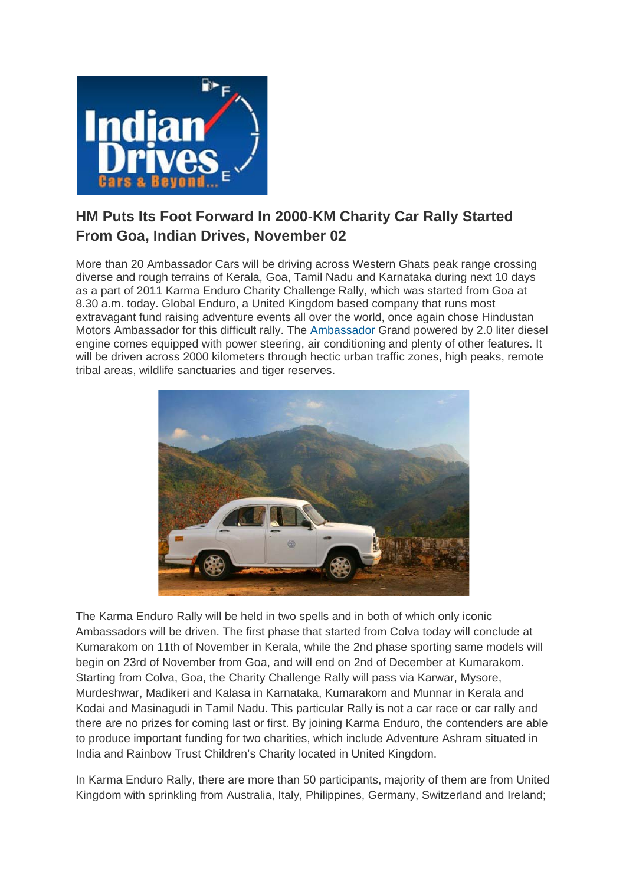## HM Puts Its Foot Forward In 2000-KM Charity Car Rally Started From Goa, Indian Drives, November 02

More than 20 Ambassador Cars will be driving across Western Ghats peak range crossing diverse and rough terrains of Kerala, Goa, Tamil Nadu and Karnataka during next 10 days as a part of 2011 Karma Enduro Charity Challenge Rally, which was started from Goa at 8.30 a.m. today. Global Enduro, a United Kingdom based company that runs most extravagant fund raising adventure events all over the world, once again chose Hindustan Motors Ambassador for this difficult rally. The Ambassador Grand powered by 2.0 liter diesel engine comes equipped with power steering, air conditioning and plenty of other features. It will be driven across 2000 kilometers through hectic urban traffic zones, high peaks, remote tribal areas, wildlife sanctuaries and tiger reserves.

The Karma Enduro Rally will be held in two spells and in both of which only iconic Ambassadors will be driven. The first phase that started from Colva today will conclude at Kumarakom on 11th of November in Kerala, while the 2nd phase sporting same models will begin on 23rd of November from Goa, and will end on 2nd of December at Kumarakom. Starting from Colva, Goa, the Charity Challenge Rally will pass via Karwar, Mysore, Murdeshwar, Madikeri and Kalasa in Karnataka, Kumarakom and Munnar in Kerala and Kodai and Masinagudi in Tamil Nadu. This particular Rally is not a car race or car rally and there are no prizes for coming last or first. By joining Karma Enduro, the contenders are able to produce important funding for two charities, which include Adventure Ashram situated in India and Rainbow Trust Children's Charity located in United Kingdom.

In Karma Enduro Rally, there are more than 50 participants, majority of them are from United Kingdom with sprinkling from Australia, Italy, Philippines, Germany, Switzerland and Ireland;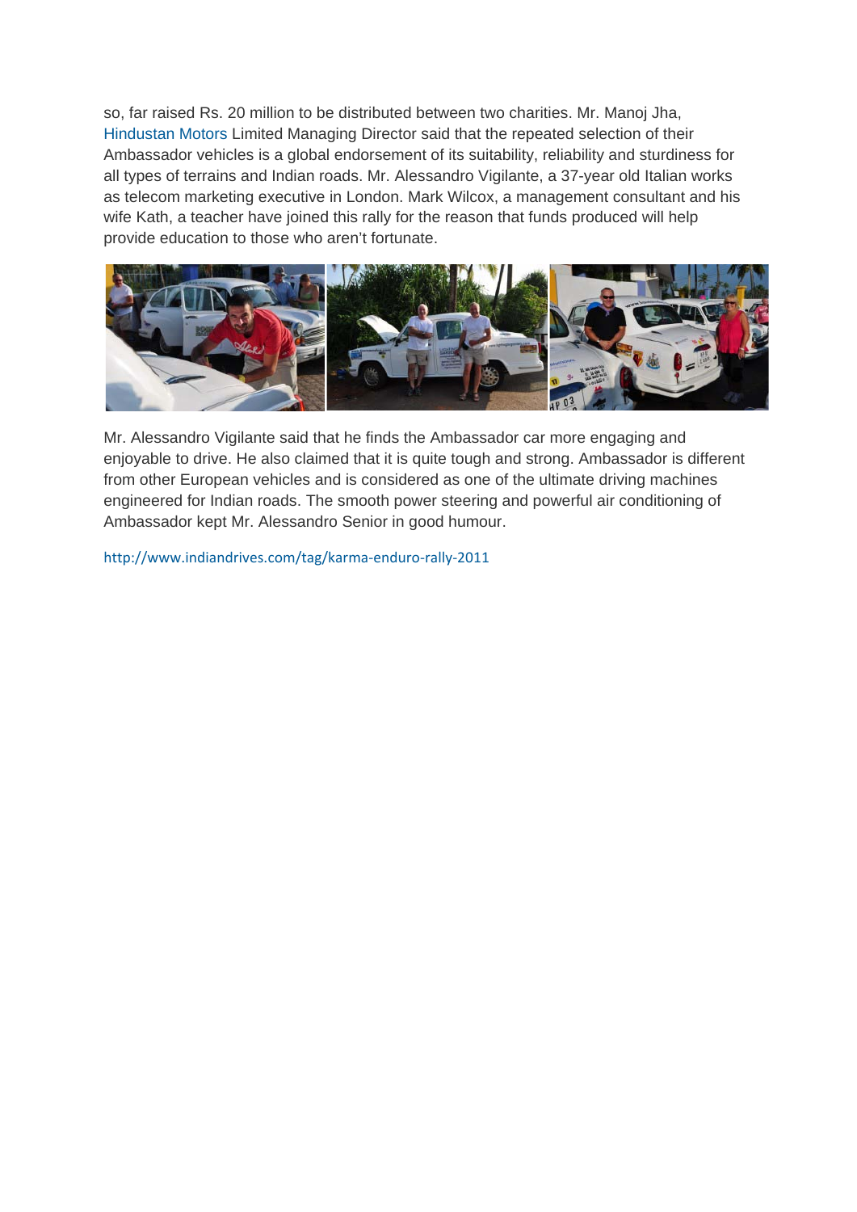so, far raised Rs. 20 million to be distributed between two charities. Mr. Manoj Jha, Hindustan Motors Limited Managing Director said that the repeated selection of their Ambassador vehicles is a global endorsement of its suitability, reliability and sturdiness for all types of terrains and Indian roads. Mr. Alessandro Vigilante, a 37-year old Italian works as telecom marketing executive in London. Mark Wilcox, a management consultant and his wife Kath, a teacher have joined this rally for the reason that funds produced will help provide education to those who aren't fortunate.

Mr. Alessandro Vigilante said that he finds the Ambassador car more engaging and enjoyable to drive. He also claimed that it is quite tough and strong. Ambassador is different from other European vehicles and is considered as one of the ultimate driving machines engineered for Indian roads. The smooth power steering and powerful air conditioning of Ambassador kept Mr. Alessandro Senior in good humour.

http://www.indiandrives.com/tag/karma-enduro-rally-2011